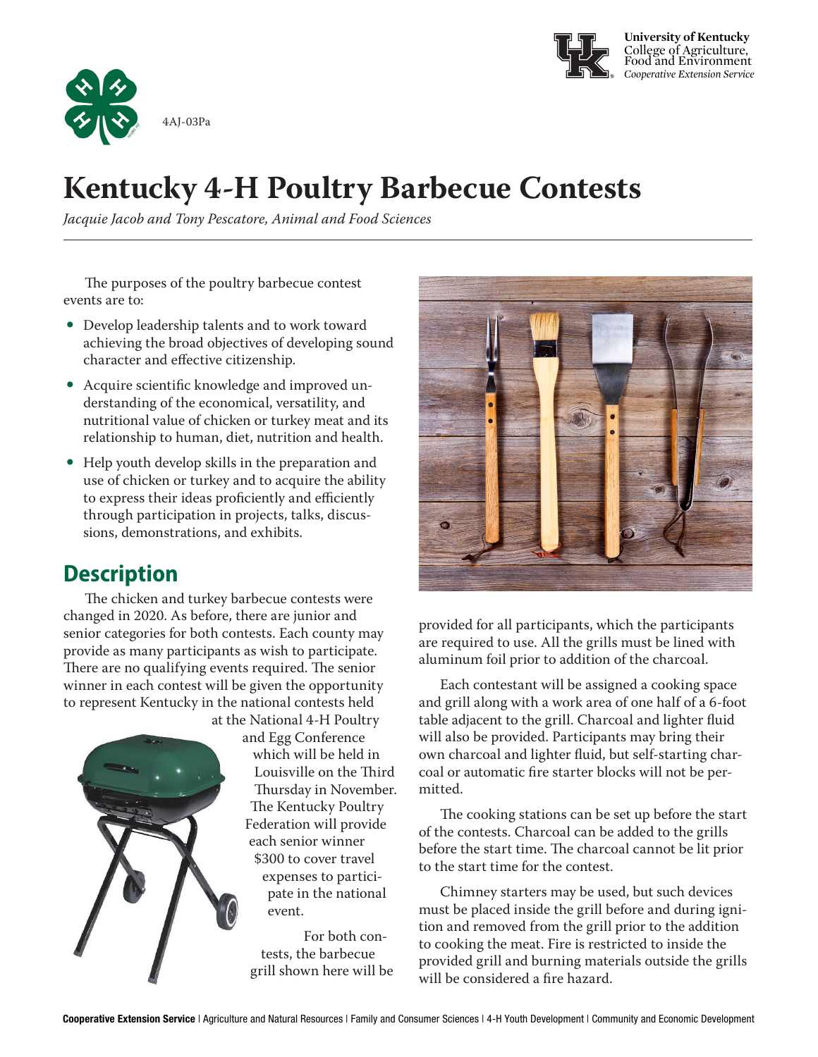4AJ-03Pa

# Kentucky 4-H Poultry Barbecue Contests

*Jacquie Jacob and Tony Pescatore, Animal and Food Sciences*

The purposes of the poultry barbecue contest events are to:

- Develop leadership talents and to work toward achieving the broad objectives of developing sound character and effective citizenship.
- Acquire scientific knowledge and improved understanding of the economical, versatility, and nutritional value of chicken or turkey meat and its relationship to human, diet, nutrition and health.
- Help youth develop skills in the preparation and use of chicken or turkey and to acquire the ability to express their ideas proficiently and efficiently through participation in projects, talks, discussions, demonstrations, and exhibits.

## Description

The chicken and turkey barbecue contests were changed in 2020. As before, there are junior and senior categories for both contests. Each county may provide as many participants as wish to participate. There are no qualifying events required. The senior winner in each contest will be given the opportunity to represent Kentucky in the national contests held at the National 4-H Poultry and Egg Conference which will be held in Louisville on the Third Thursday in November. The Kentucky Poultry Federation will provide each senior winner $300 to cover travel expenses to participate in the national event.

For both contests, the barbecue grill shown here will be provided for all participants, which the participants are required to use. All the grills must be lined with aluminum foil prior to addition of the charcoal.

Each contestant will be assigned a cooking space and grill along with a work area of one half of a 6-foot table adjacent to the grill. Charcoal and lighter fluid will also be provided. Participants may bring their own charcoal and lighter fluid, but self-starting charcoal or automatic fire starter blocks will not be permitted.

The cooking stations can be set up before the start of the contests. Charcoal can be added to the grills before the start time. The charcoal cannot be lit prior to the start time for the contest.

Chimney starters may be used, but such devices must be placed inside the grill before and during ignition and removed from the grill prior to the addition to cooking the meat. Fire is restricted to inside the provided grill and burning materials outside the grills will be considered a fire hazard.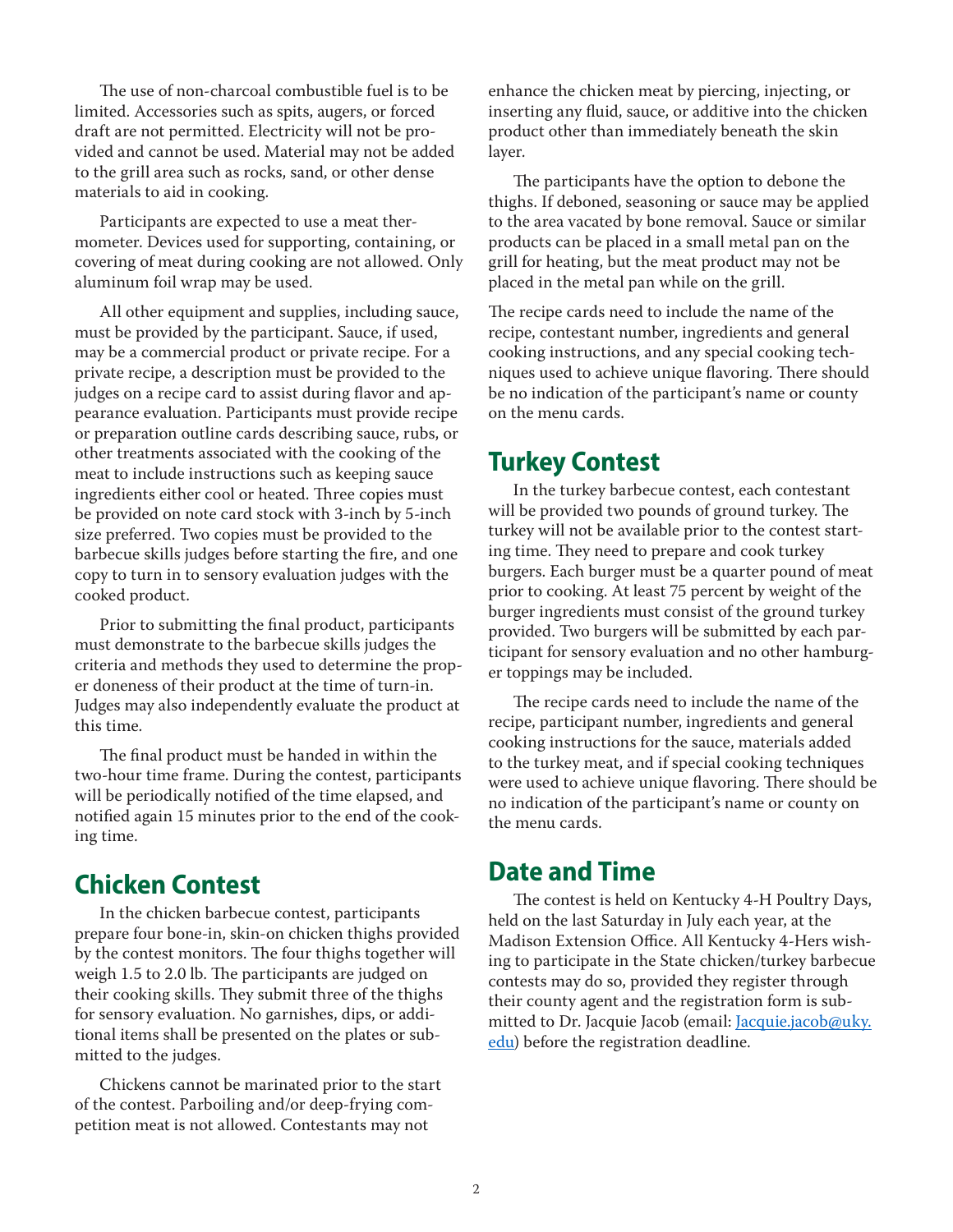The use of non-charcoal combustible fuel is to be limited. Accessories such as spits, augers, or forced draft are not permitted. Electricity will not be provided and cannot be used. Material may not be added to the grill area such as rocks, sand, or other dense materials to aid in cooking.

Participants are expected to use a meat thermometer. Devices used for supporting, containing, or covering of meat during cooking are not allowed. Only aluminum foil wrap may be used.

All other equipment and supplies, including sauce, must be provided by the participant. Sauce, if used, may be a commercial product or private recipe. For a private recipe, a description must be provided to the judges on a recipe card to assist during flavor and appearance evaluation. Participants must provide recipe or preparation outline cards describing sauce, rubs, or other treatments associated with the cooking of the meat to include instructions such as keeping sauce ingredients either cool or heated. Three copies must be provided on note card stock with 3-inch by 5-inch size preferred. Two copies must be provided to the barbecue skills judges before starting the fire, and one copy to turn in to sensory evaluation judges with the cooked product.

Prior to submitting the final product, participants must demonstrate to the barbecue skills judges the criteria and methods they used to determine the proper doneness of their product at the time of turn-in. Judges may also independently evaluate the product at this time.

The final product must be handed in within the two-hour time frame. During the contest, participants will be periodically notified of the time elapsed, and notified again 15 minutes prior to the end of the cooking time.

## Chicken Contest

In the chicken barbecue contest, participants prepare four bone-in, skin-on chicken thighs provided by the contest monitors. The four thighs together will weigh 1.5 to 2.0 lb. The participants are judged on their cooking skills. They submit three of the thighs for sensory evaluation. No garnishes, dips, or additional items shall be presented on the plates or submitted to the judges.

Chickens cannot be marinated prior to the start of the contest. Parboiling and/or deep-frying competition meat is not allowed. Contestants may not enhance the chicken meat by piercing, injecting, or inserting any fluid, sauce, or additive into the chicken product other than immediately beneath the skin layer.

The participants have the option to debone the thighs. If deboned, seasoning or sauce may be applied to the area vacated by bone removal. Sauce or similar products can be placed in a small metal pan on the grill for heating, but the meat product may not be placed in the metal pan while on the grill.

The recipe cards need to include the name of the recipe, contestant number, ingredients and general cooking instructions, and any special cooking techniques used to achieve unique flavoring. There should be no indication of the participant's name or county on the menu cards.

## Turkey Contest

In the turkey barbecue contest, each contestant will be provided two pounds of ground turkey. The turkey will not be available prior to the contest starting time. They need to prepare and cook turkey burgers. Each burger must be a quarter pound of meat prior to cooking. At least 75 percent by weight of the burger ingredients must consist of the ground turkey provided. Two burgers will be submitted by each participant for sensory evaluation and no other hamburger toppings may be included.

The recipe cards need to include the name of the recipe, participant number, ingredients and general cooking instructions for the sauce, materials added to the turkey meat, and if special cooking techniques were used to achieve unique flavoring. There should be no indication of the participant's name or county on the menu cards.

## Date and Time

The contest is held on Kentucky 4-H Poultry Days, held on the last Saturday in July each year, at the Madison Extension Office. All Kentucky 4-Hers wishing to participate in the State chicken/turkey barbecue contests may do so, provided they register through their county agent and the registration form is submitted to Dr. Jacquie Jacob (email: Jacquie.jacob@uky.edu) before the registration deadline.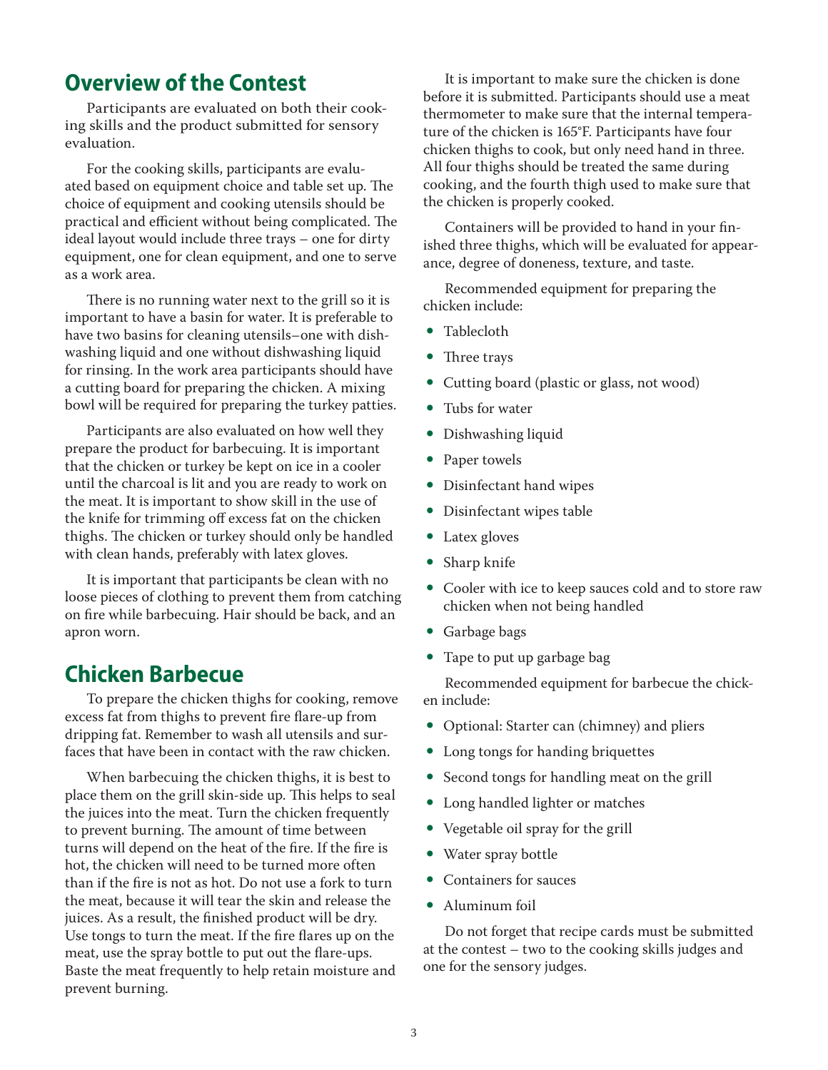## Overview of the Contest

Participants are evaluated on both their cooking skills and the product submitted for sensory evaluation.

For the cooking skills, participants are evaluated based on equipment choice and table set up. The choice of equipment and cooking utensils should be practical and efficient without being complicated. The ideal layout would include three trays – one for dirty equipment, one for clean equipment, and one to serve as a work area.

There is no running water next to the grill so it is important to have a basin for water. It is preferable to have two basins for cleaning utensils–one with dishwashing liquid and one without dishwashing liquid for rinsing. In the work area participants should have a cutting board for preparing the chicken. A mixing bowl will be required for preparing the turkey patties.

Participants are also evaluated on how well they prepare the product for barbecuing. It is important that the chicken or turkey be kept on ice in a cooler until the charcoal is lit and you are ready to work on the meat. It is important to show skill in the use of the knife for trimming off excess fat on the chicken thighs. The chicken or turkey should only be handled with clean hands, preferably with latex gloves.

It is important that participants be clean with no loose pieces of clothing to prevent them from catching on fire while barbecuing. Hair should be back, and an apron worn.

## Chicken Barbecue

To prepare the chicken thighs for cooking, remove excess fat from thighs to prevent fire flare-up from dripping fat. Remember to wash all utensils and surfaces that have been in contact with the raw chicken.

When barbecuing the chicken thighs, it is best to place them on the grill skin-side up. This helps to seal the juices into the meat. Turn the chicken frequently to prevent burning. The amount of time between turns will depend on the heat of the fire. If the fire is hot, the chicken will need to be turned more often than if the fire is not as hot. Do not use a fork to turn the meat, because it will tear the skin and release the juices. As a result, the finished product will be dry. Use tongs to turn the meat. If the fire flares up on the meat, use the spray bottle to put out the flare-ups. Baste the meat frequently to help retain moisture and prevent burning.

It is important to make sure the chicken is done before it is submitted. Participants should use a meat thermometer to make sure that the internal temperature of the chicken is 165°F. Participants have four chicken thighs to cook, but only need hand in three. All four thighs should be treated the same during cooking, and the fourth thigh used to make sure that the chicken is properly cooked.

Containers will be provided to hand in your finished three thighs, which will be evaluated for appearance, degree of doneness, texture, and taste.

Recommended equipment for preparing the chicken include:

- Tablecloth
- Three trays
- Cutting board (plastic or glass, not wood)
- Tubs for water
- Dishwashing liquid
- Paper towels
- Disinfectant hand wipes
- Disinfectant wipes table
- Latex gloves
- Sharp knife
- Cooler with ice to keep sauces cold and to store raw chicken when not being handled
- Garbage bags
- Tape to put up garbage bag

Recommended equipment for barbecue the chicken include:

- Optional: Starter can (chimney) and pliers
- Long tongs for handing briquettes
- Second tongs for handling meat on the grill
- Long handled lighter or matches
- Vegetable oil spray for the grill
- Water spray bottle
- Containers for sauces
- Aluminum foil

Do not forget that recipe cards must be submitted at the contest – two to the cooking skills judges and one for the sensory judges.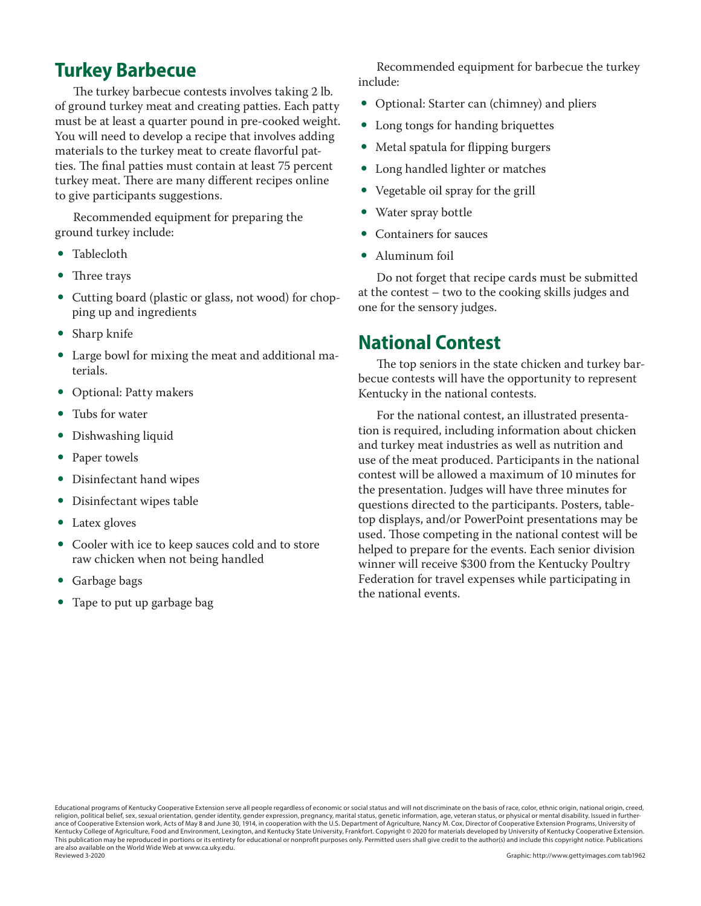## Turkey Barbecue

The turkey barbecue contests involves taking 2 lb. of ground turkey meat and creating patties. Each patty must be at least a quarter pound in pre-cooked weight. You will need to develop a recipe that involves adding materials to the turkey meat to create flavorful patties. The final patties must contain at least 75 percent turkey meat. There are many different recipes online to give participants suggestions.

Recommended equipment for preparing the ground turkey include:

- Tablecloth
- Three trays
- Cutting board (plastic or glass, not wood) for chopping up and ingredients
- Sharp knife
- Large bowl for mixing the meat and additional materials.
- Optional: Patty makers
- Tubs for water
- Dishwashing liquid
- Paper towels
- Disinfectant hand wipes
- Disinfectant wipes table
- Latex gloves
- Cooler with ice to keep sauces cold and to store raw chicken when not being handled
- Garbage bags
- Tape to put up garbage bag

Recommended equipment for barbecue the turkey include:

- Optional: Starter can (chimney) and pliers
- Long tongs for handing briquettes
- Metal spatula for flipping burgers
- Long handled lighter or matches
- Vegetable oil spray for the grill
- Water spray bottle
- Containers for sauces
- Aluminum foil

Do not forget that recipe cards must be submitted at the contest – two to the cooking skills judges and one for the sensory judges.

## National Contest

The top seniors in the state chicken and turkey barbecue contests will have the opportunity to represent Kentucky in the national contests.

For the national contest, an illustrated presentation is required, including information about chicken and turkey meat industries as well as nutrition and use of the meat produced. Participants in the national contest will be allowed a maximum of 10 minutes for the presentation. Judges will have three minutes for questions directed to the participants. Posters, tabletop displays, and/or PowerPoint presentations may be used. Those competing in the national contest will be helped to prepare for the events. Each senior division winner will receive $300 from the Kentucky Poultry Federation for travel expenses while participating in the national events.

Educational programs of Kentucky Cooperative Extension serve all people regardless of economic or social status and will not discriminate on the basis of race, color, ethnic origin, national origin, creed, religion, political belief, sex, sexual orientation, gender identity, gender expression, pregnancy, marital status, genetic information, age, veteran status, or physical or mental disability. Issued in furtherance of Cooperative Extension work, Acts of May 8 and June 30, 1914, in cooperation with the U.S. Department of Agriculture, Nancy M. Cox, Director of Cooperative Extension Programs, University of Kentucky College of Agriculture, Food and Environment, Lexington, and Kentucky State University, Frankfort. Copyright © 2020 for materials developed by University of Kentucky Cooperative Extension. This publication may be reproduced in portions or its entirety for educational or nonprofit purposes only. Permitted users shall give credit to the author(s) and include this copyright notice. Publications are also available on the World Wide Web at www.ca.uky.edu.

Reviewed 3-2020

Graphic: http://www.gettyimages.com tab1962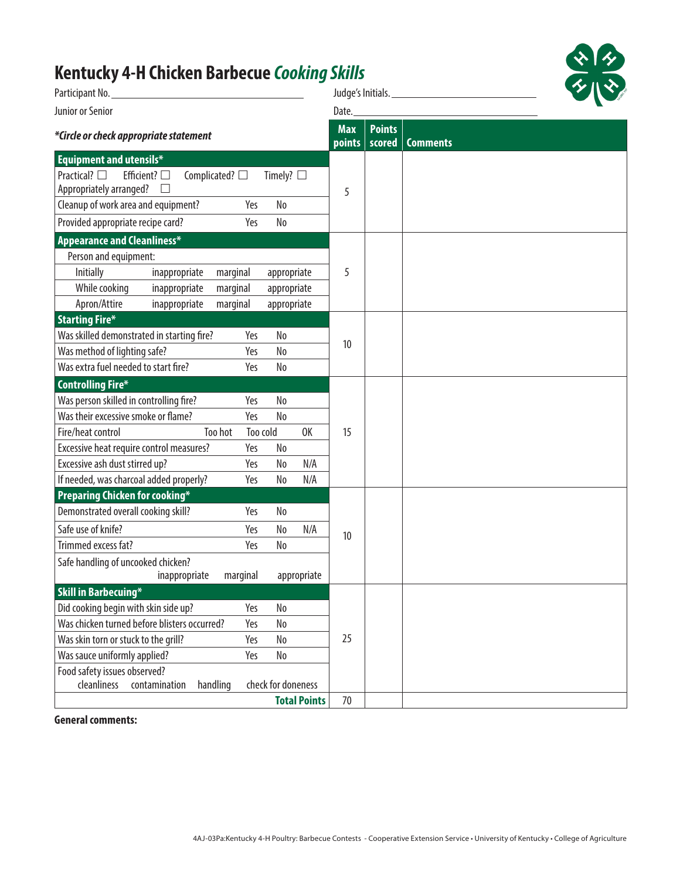# Kentucky 4-H Chicken Barbecue *Cooking Skills*

Participant No. ____________________ Judge's Initials. ____________________

Junior or Senior Date. ____________________

| ****Circle or check appropriate statement*** | Max points | Points scored | Comments |
|---|---|---|---|
| **Equipment and utensils*** | 5 | | |
| Practical? ☐ Efficient? ☐ Complicated? ☐ Timely? ☐ Appropriately arranged? ☐ | | | |
| Cleanup of work area and equipment? Yes No | | | |
| Provided appropriate recipe card? Yes No | | | |
| **Appearance and Cleanliness*** | 5 | | |
| Person and equipment: | | | |
| Initially inappropriate marginal appropriate | | | |
| While cooking inappropriate marginal appropriate | | | |
| Apron/Attire inappropriate marginal appropriate | | | |
| **Starting Fire*** | 10 | | |
| Was skilled demonstrated in starting fire? Yes No | | | |
| Was method of lighting safe? Yes No | | | |
| Was extra fuel needed to start fire? Yes No | | | |
| **Controlling Fire*** | 15 | | |
| Was person skilled in controlling fire? Yes No | | | |
| Was their excessive smoke or flame? Yes No | | | |
| Fire/heat control Too hot Too cold OK | | | |
| Excessive heat require control measures? Yes No | | | |
| Excessive ash dust stirred up? Yes No N/A | | | |
| If needed, was charcoal added properly? Yes No N/A | | | |
| **Preparing Chicken for cooking*** | 10 | | |
| Demonstrated overall cooking skill? Yes No | | | |
| Safe use of knife? Yes No N/A | | | |
| Trimmed excess fat? Yes No | | | |
| Safe handling of uncooked chicken? inappropriate marginal appropriate | | | |
| **Skill in Barbecuing*** | 25 | | |
| Did cooking begin with skin side up? Yes No | | | |
| Was chicken turned before blisters occurred? Yes No | | | |
| Was skin torn or stuck to the grill? Yes No | | | |
| Was sauce uniformly applied? Yes No | | | |
| Food safety issues observed? cleanliness contamination handling check for doneness | | | |
| **Total Points** | 70 | | |

**General comments:**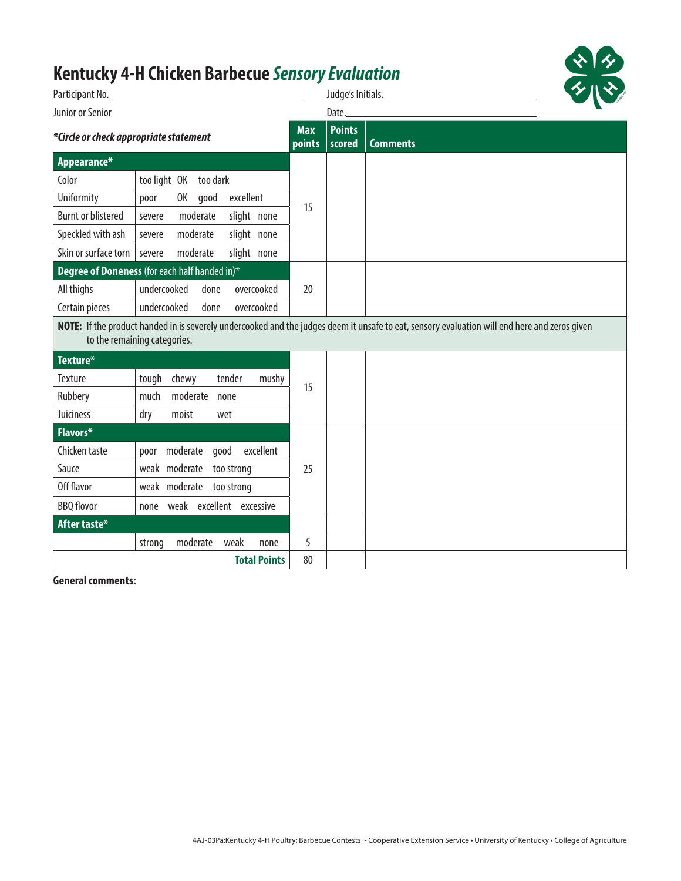# Kentucky 4-H Chicken Barbecue *Sensory Evaluation*

Participant No. ______________________________ Judge's Initials.______________________________

Junior or Senior Date.______________________________

| *\*Circle or check appropriate statement* | | Max points | Points scored | Comments |
|---|---|---|---|---|
| **Appearance\*** | | | | |
| Color | too light OK too dark | | | |
| Uniformity | poor OK good excellent | | | |
| Burnt or blistered | severe moderate slight none | 15 | | |
| Speckled with ash | severe moderate slight none | | | |
| Skin or surface torn | severe moderate slight none | | | |
| **Degree of Doneness** (for each half handed in)\* | | | | |
| All thighs | undercooked done overcooked | 20 | | |
| Certain pieces | undercooked done overcooked | | | |
| **NOTE:** If the product handed in is severely undercooked and the judges deem it unsafe to eat, sensory evaluation will end here and zeros given to the remaining categories. | | | | |
| **Texture\*** | | | | |
| Texture | tough chewy tender mushy | 15 | | |
| Rubbery | much moderate none | | | |
| Juiciness | dry moist wet | | | |
| **Flavors\*** | | | | |
| Chicken taste | poor moderate good excellent | | | |
| Sauce | weak moderate too strong | 25 | | |
| Off flavor | weak moderate too strong | | | |
| BBQ flovor | none weak excellent excessive | | | |
| **After taste\*** | | | | |
| | strong moderate weak none | 5 | | |
| | **Total Points** | 80 | | |

**General comments:**

4AJ-03Pa:Kentucky 4-H Poultry: Barbecue Contests - Cooperative Extension Service • University of Kentucky • College of Agriculture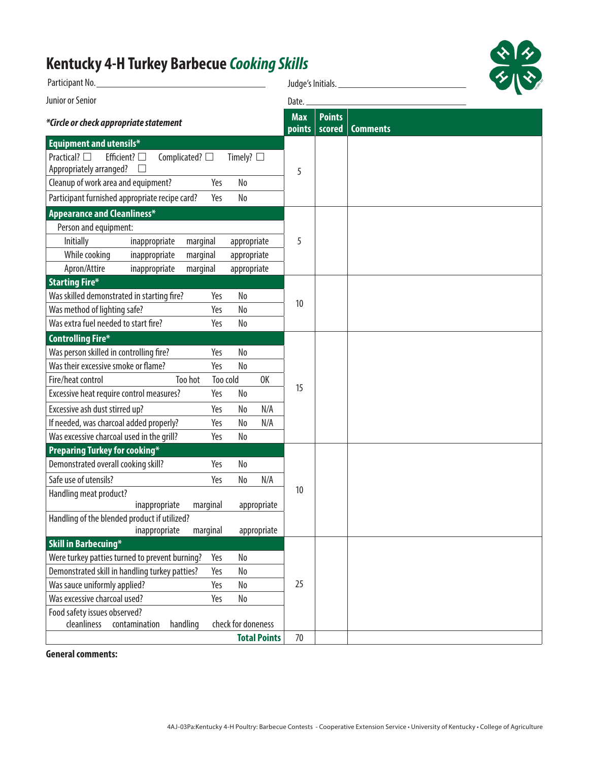# Kentucky 4-H Turkey Barbecue *Cooking Skills*

Participant No. ____________________ Judge's Initials. ____________________

Junior or Senior Date. ____________________

| *\*Circle or check appropriate statement* | Max points | Points scored | Comments |
|---|---|---|---|
| **Equipment and utensils\*** | 5 | | |
| Practical? ☐ Efficient? ☐ Complicated? ☐ Timely? ☐ Appropriately arranged? ☐ | | | |
| Cleanup of work area and equipment? Yes No | | | |
| Participant furnished appropriate recipe card? Yes No | | | |
| **Appearance and Cleanliness\*** | 5 | | |
| Person and equipment: | | | |
| Initially inappropriate marginal appropriate | | | |
| While cooking inappropriate marginal appropriate | | | |
| Apron/Attire inappropriate marginal appropriate | | | |
| **Starting Fire\*** | 10 | | |
| Was skilled demonstrated in starting fire? Yes No | | | |
| Was method of lighting safe? Yes No | | | |
| Was extra fuel needed to start fire? Yes No | | | |
| **Controlling Fire\*** | 15 | | |
| Was person skilled in controlling fire? Yes No | | | |
| Was their excessive smoke or flame? Yes No | | | |
| Fire/heat control Too hot Too cold OK | | | |
| Excessive heat require control measures? Yes No | | | |
| Excessive ash dust stirred up? Yes No N/A | | | |
| If needed, was charcoal added properly? Yes No N/A | | | |
| Was excessive charcoal used in the grill? Yes No | | | |
| **Preparing Turkey for cooking\*** | 10 | | |
| Demonstrated overall cooking skill? Yes No | | | |
| Safe use of utensils? Yes No N/A | | | |
| Handling meat product? inappropriate marginal appropriate | | | |
| Handling of the blended product if utilized? inappropriate marginal appropriate | | | |
| **Skill in Barbecuing\*** | 25 | | |
| Were turkey patties turned to prevent burning? Yes No | | | |
| Demonstrated skill in handling turkey patties? Yes No | | | |
| Was sauce uniformly applied? Yes No | | | |
| Was excessive charcoal used? Yes No | | | |
| Food safety issues observed? cleanliness contamination handling check for doneness | | | |
| **Total Points** | 70 | | |

**General comments:**

4AJ-03Pa:Kentucky 4-H Poultry: Barbecue Contests - Cooperative Extension Service • University of Kentucky • College of Agriculture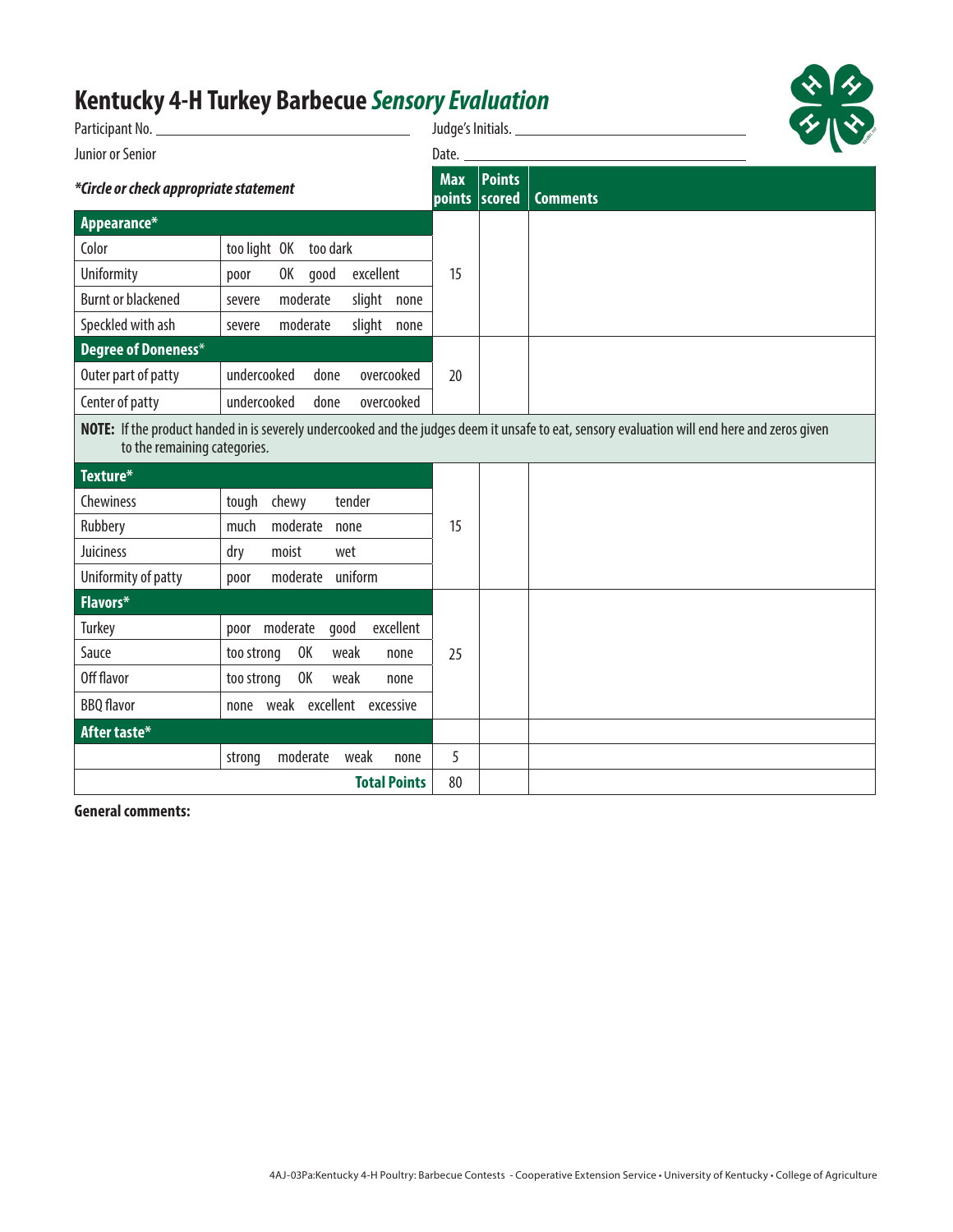# Kentucky 4-H Turkey Barbecue *Sensory Evaluation*

Participant No. ____________________ Judge's Initials. ____________________

Junior or Senior Date. ____________________

| *\*Circle or check appropriate statement* | | Max points | Points scored | Comments |
|---|---|---|---|---|
| **Appearance\*** | | 15 | | |
| Color | too light OK too dark | | | |
| Uniformity | poor OK good excellent | | | |
| Burnt or blackened | severe moderate slight none | | | |
| Speckled with ash | severe moderate slight none | | | |
| **Degree of Doneness\*** | | 20 | | |
| Outer part of patty | undercooked done overcooked | | | |
| Center of patty | undercooked done overcooked | | | |
| **NOTE:** If the product handed in is severely undercooked and the judges deem it unsafe to eat, sensory evaluation will end here and zeros given to the remaining categories. | | | | |
| **Texture\*** | | 15 | | |
| Chewiness | tough chewy tender | | | |
| Rubbery | much moderate none | | | |
| Juiciness | dry moist wet | | | |
| Uniformity of patty | poor moderate uniform | | | |
| **Flavors\*** | | 25 | | |
| Turkey | poor moderate good excellent | | | |
| Sauce | too strong OK weak none | | | |
| Off flavor | too strong OK weak none | | | |
| BBQ flavor | none weak excellent excessive | | | |
| **After taste\*** | | | | |
| | strong moderate weak none | 5 | | |
| | **Total Points** | 80 | | |

**General comments:**